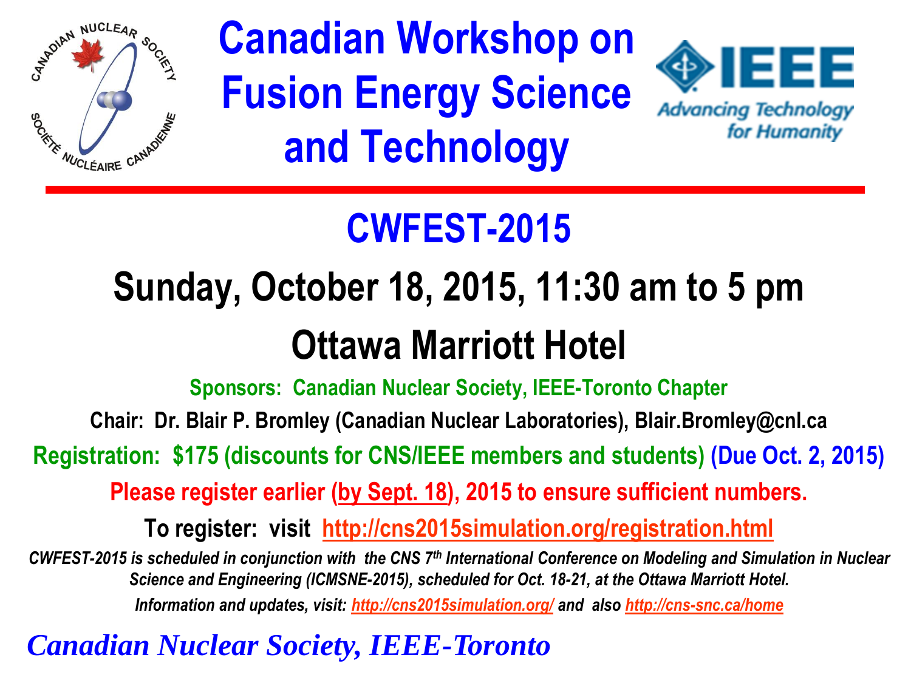# Canadian Workshop on Fusion Energy Science and Technology

## CWFEST-2015

## Sunday, October 18, 2015, 11:30 am to 5 pm

## Ottawa Marriott Hotel

**Sponsors: Canadian Nuclear Society, IEEE-Toronto Chapter**

**Chair: Dr. Blair P. Bromley (Canadian Nuclear Laboratories), Blair.Bromley@cnl.ca**

**Registration: $175 (discounts for CNS/IEEE members and students) (Due Oct. 2, 2015)**

**Please register earlier (by Sept. 18), 2015 to ensure sufficient numbers.**

**To register: visit http://cns2015simulation.org/registration.html**

*CWFEST-2015 is scheduled in conjunction with the CNS 7th International Conference on Modeling and Simulation in Nuclear Science and Engineering (ICMSNE-2015), scheduled for Oct. 18-21, at the Ottawa Marriott Hotel.*

*Information and updates, visit: http://cns2015simulation.org/ and also http://cns-snc.ca/home*

*Canadian Nuclear Society, IEEE-Toronto*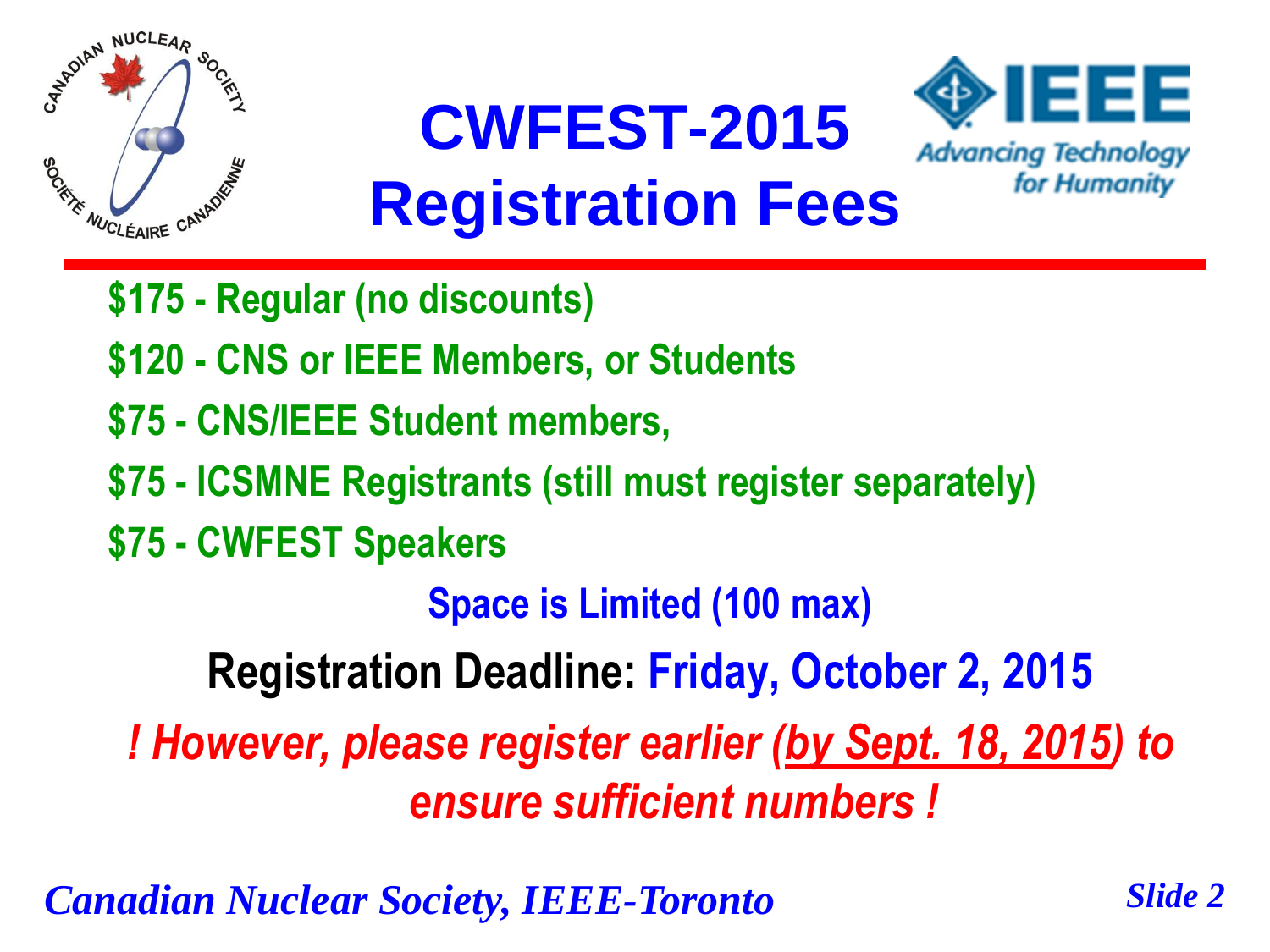# CWFEST-2015 Registration Fees

- **$175 - Regular (no discounts)**
- **$120 - CNS or IEEE Members, or Students**
- **$75 - CNS/IEEE Student members,**
- **$75 - ICSMNE Registrants (still must register separately)**
- **$75 - CWFEST Speakers**

**Space is Limited (100 max)**

**Registration Deadline: Friday, October 2, 2015**

***! However, please register earlier (by Sept. 18, 2015) to ensure sufficient numbers !***

*Canadian Nuclear Society, IEEE-Toronto*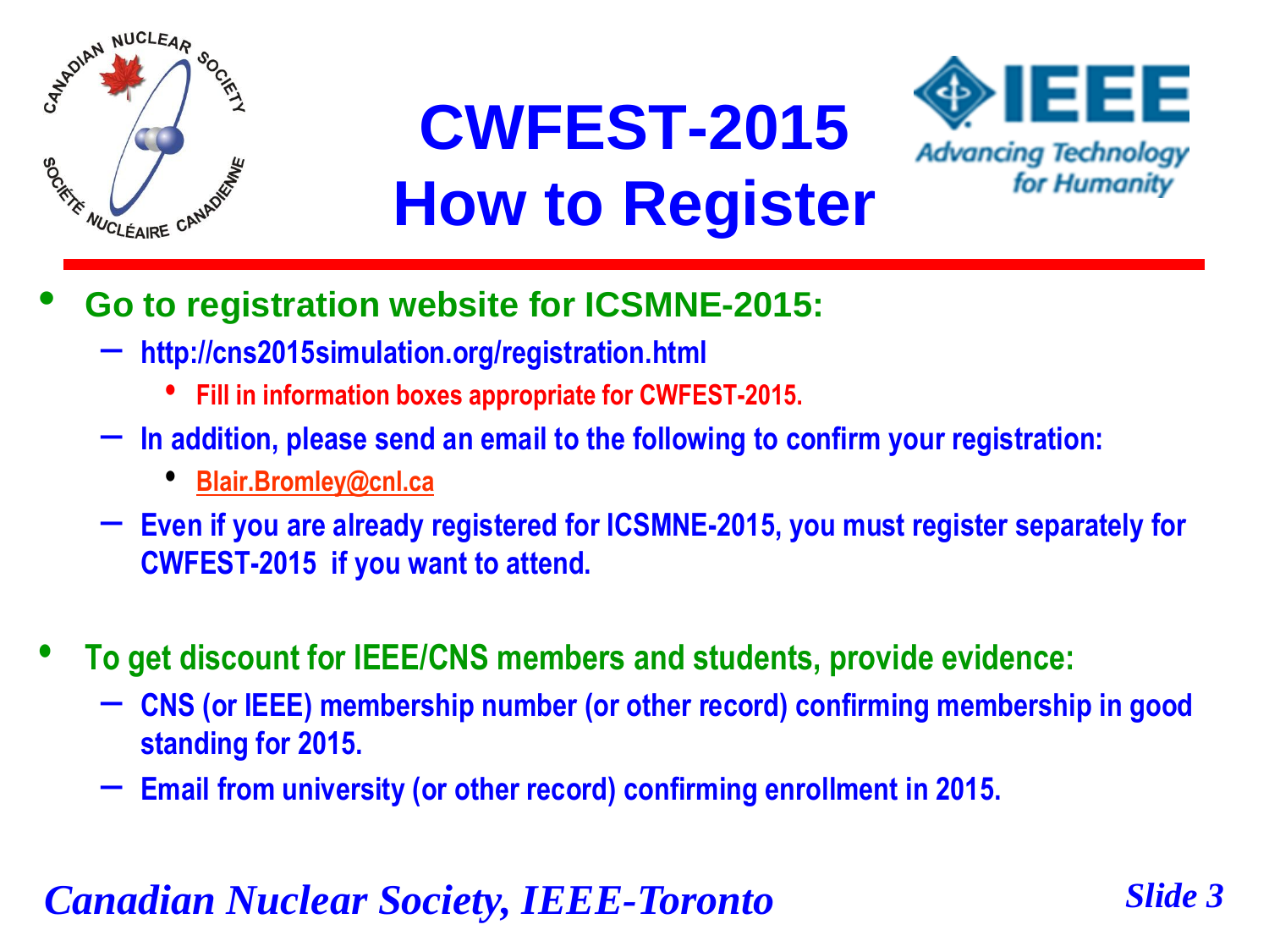# CWFEST-2015
# How to Register

- **Go to registration website for ICSMNE-2015:**
  - http://cns2015simulation.org/registration.html
    - Fill in information boxes appropriate for CWFEST-2015.
  - In addition, please send an email to the following to confirm your registration:
    - Blair.Bromley@cnl.ca
  - Even if you are already registered for ICSMNE-2015, you must register separately for CWFEST-2015 if you want to attend.

- **To get discount for IEEE/CNS members and students, provide evidence:**
  - CNS (or IEEE) membership number (or other record) confirming membership in good standing for 2015.
  - Email from university (or other record) confirming enrollment in 2015.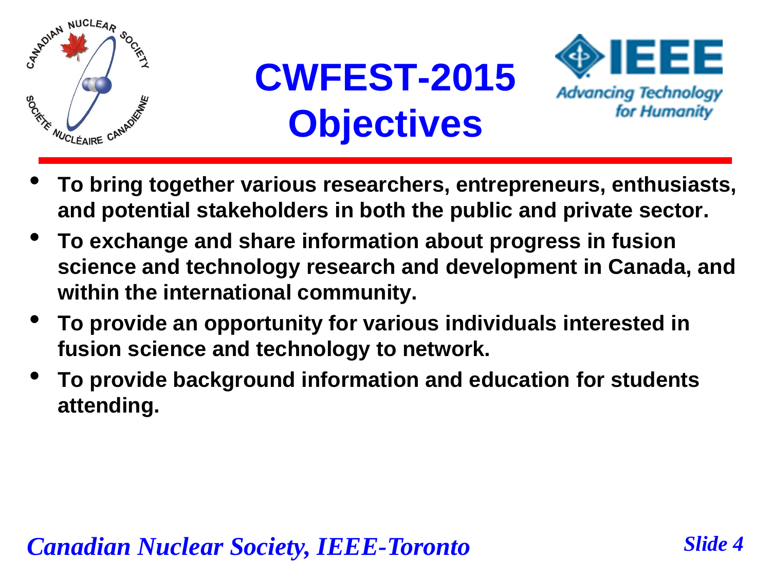# CWFEST-2015 Objectives

- **To bring together various researchers, entrepreneurs, enthusiasts, and potential stakeholders in both the public and private sector.**
- **To exchange and share information about progress in fusion science and technology research and development in Canada, and within the international community.**
- **To provide an opportunity for various individuals interested in fusion science and technology to network.**
- **To provide background information and education for students attending.**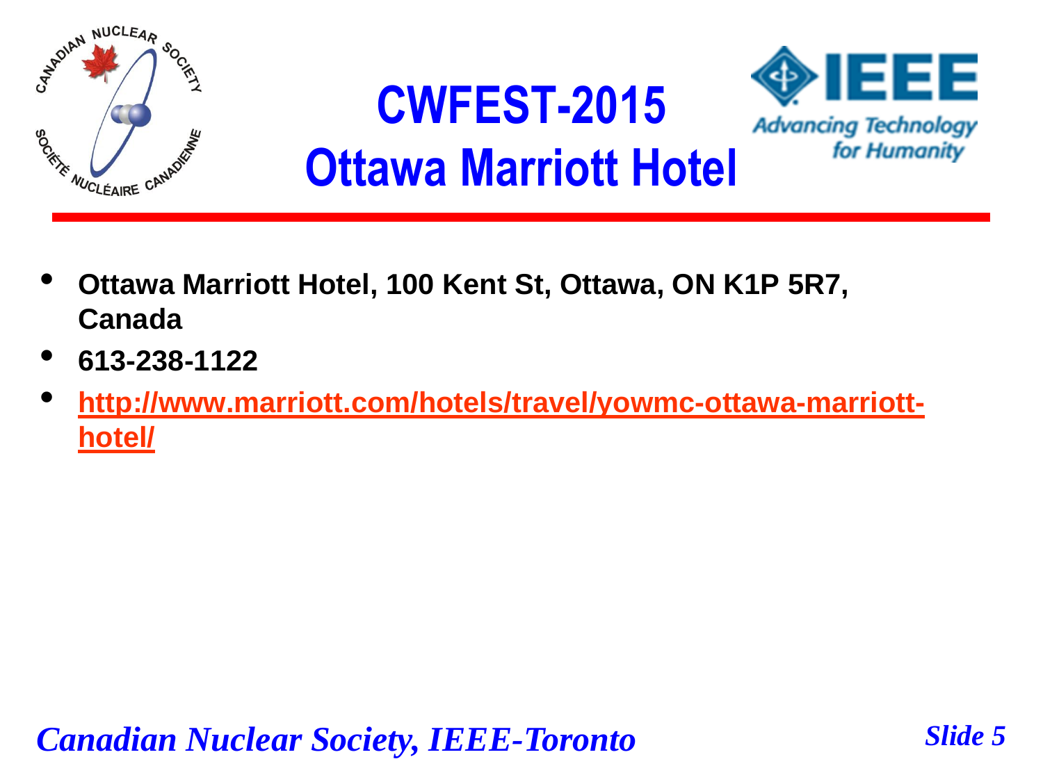# CWFEST-2015
# Ottawa Marriott Hotel

- **Ottawa Marriott Hotel, 100 Kent St, Ottawa, ON K1P 5R7, Canada**
- **613-238-1122**
- **http://www.marriott.com/hotels/travel/yowmc-ottawa-marriott-hotel/**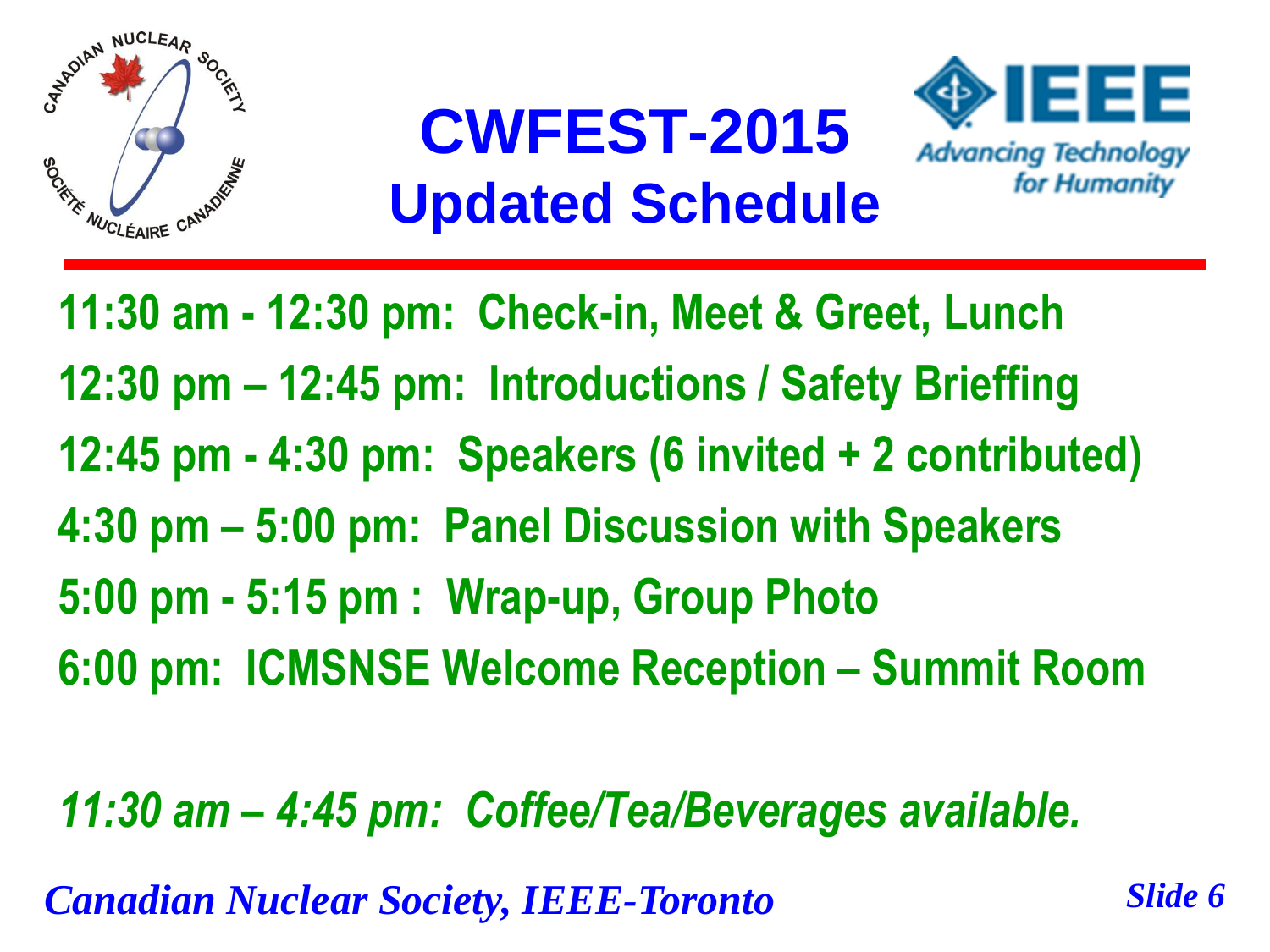# CWFEST-2015
## Updated Schedule

**11:30 am - 12:30 pm: Check-in, Meet & Greet, Lunch**

**12:30 pm – 12:45 pm: Introductions / Safety Briefing**

**12:45 pm - 4:30 pm: Speakers (6 invited + 2 contributed)**

**4:30 pm – 5:00 pm: Panel Discussion with Speakers**

**5:00 pm - 5:15 pm : Wrap-up, Group Photo**

**6:00 pm: ICMSNSE Welcome Reception – Summit Room**

***11:30 am – 4:45 pm: Coffee/Tea/Beverages available.***

*Canadian Nuclear Society, IEEE-Toronto*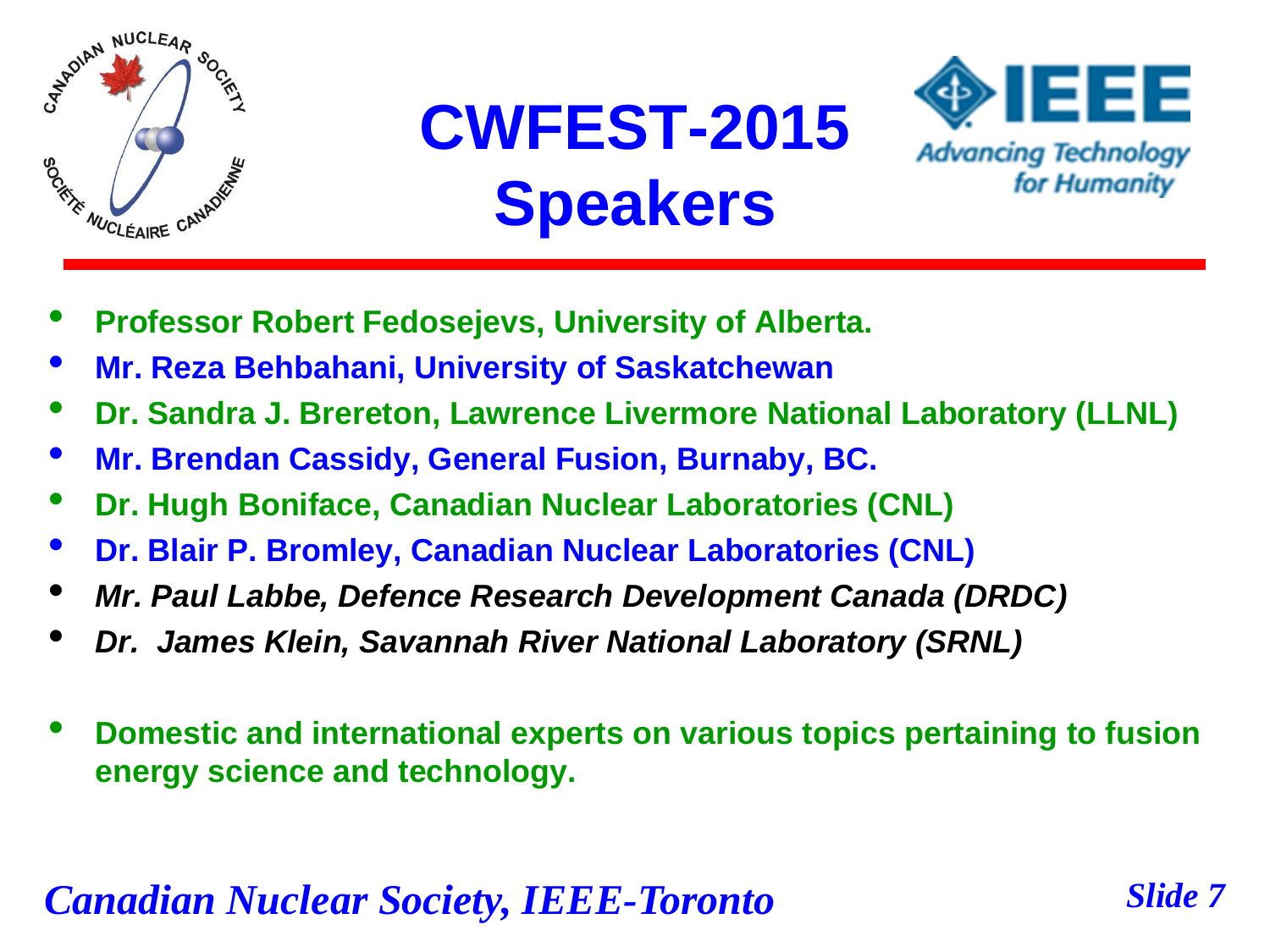# CWFEST-2015 Speakers

- **Professor Robert Fedosejevs, University of Alberta.**
- **Mr. Reza Behbahani, University of Saskatchewan**
- **Dr. Sandra J. Brereton, Lawrence Livermore National Laboratory (LLNL)**
- **Mr. Brendan Cassidy, General Fusion, Burnaby, BC.**
- **Dr. Hugh Boniface, Canadian Nuclear Laboratories (CNL)**
- **Dr. Blair P. Bromley, Canadian Nuclear Laboratories (CNL)**
- ***Mr. Paul Labbe, Defence Research Development Canada (DRDC)***
- ***Dr. James Klein, Savannah River National Laboratory (SRNL)***

- **Domestic and international experts on various topics pertaining to fusion energy science and technology.**

*Canadian Nuclear Society, IEEE-Toronto*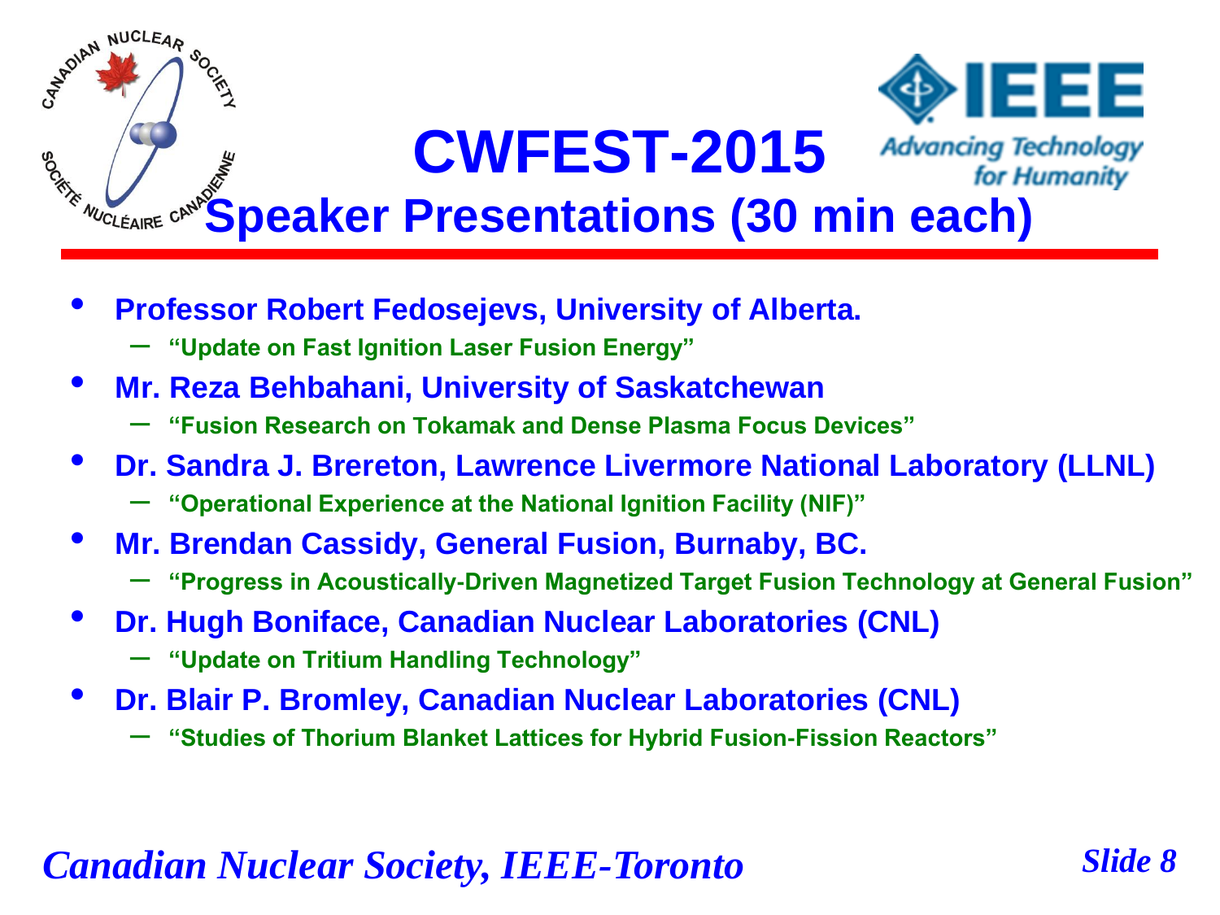# CWFEST-2015

## Speaker Presentations (30 min each)

- **Professor Robert Fedosejevs, University of Alberta.**
  - **"Update on Fast Ignition Laser Fusion Energy"**
- **Mr. Reza Behbahani, University of Saskatchewan**
  - **"Fusion Research on Tokamak and Dense Plasma Focus Devices"**
- **Dr. Sandra J. Brereton, Lawrence Livermore National Laboratory (LLNL)**
  - **"Operational Experience at the National Ignition Facility (NIF)"**
- **Mr. Brendan Cassidy, General Fusion, Burnaby, BC.**
  - **"Progress in Acoustically-Driven Magnetized Target Fusion Technology at General Fusion"**
- **Dr. Hugh Boniface, Canadian Nuclear Laboratories (CNL)**
  - **"Update on Tritium Handling Technology"**
- **Dr. Blair P. Bromley, Canadian Nuclear Laboratories (CNL)**
  - **"Studies of Thorium Blanket Lattices for Hybrid Fusion-Fission Reactors"**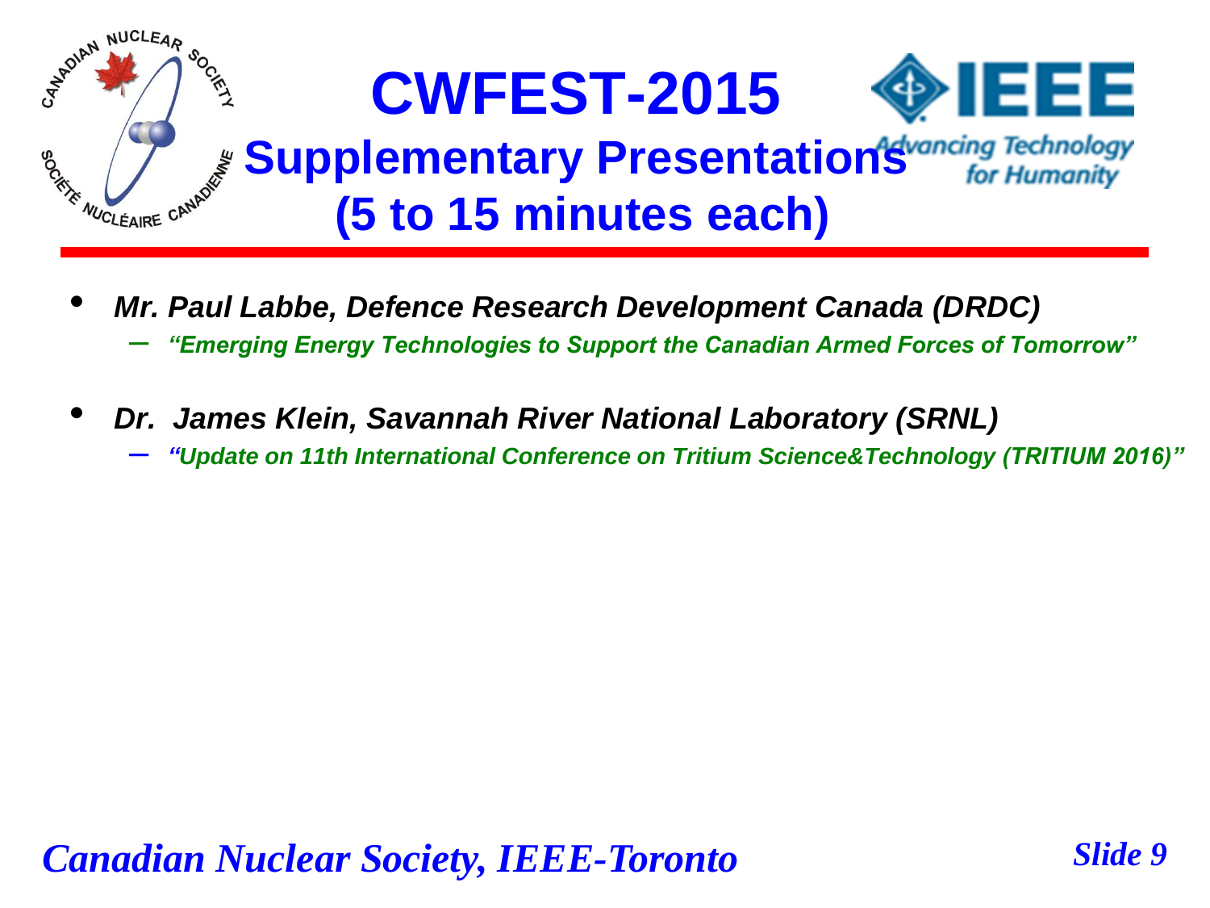# CWFEST-2015

## Supplementary Presentations (5 to 15 minutes each)

- ***Mr. Paul Labbe, Defence Research Development Canada (DRDC)***
  - ***"Emerging Energy Technologies to Support the Canadian Armed Forces of Tomorrow"***
- ***Dr. James Klein, Savannah River National Laboratory (SRNL)***
  - ***"Update on 11th International Conference on Tritium Science&Technology (TRITIUM 2016)"***

*Canadian Nuclear Society, IEEE-Toronto*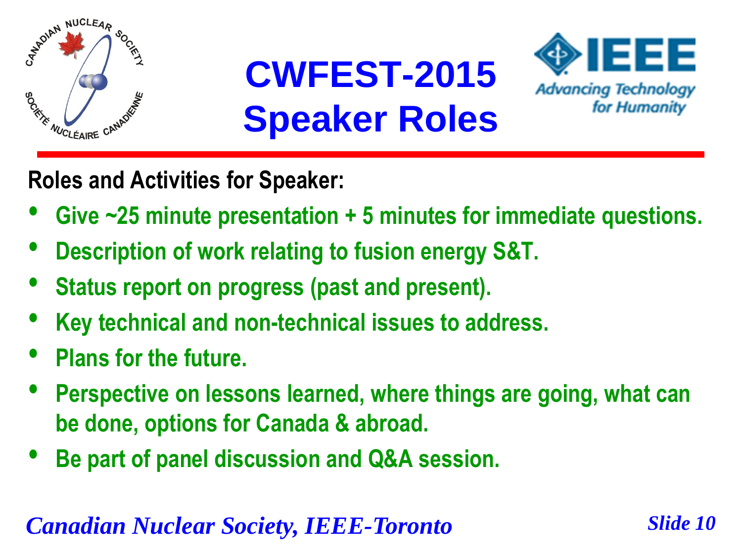# CWFEST-2015
# Speaker Roles

**Roles and Activities for Speaker:**

- **Give ~25 minute presentation + 5 minutes for immediate questions.**
- **Description of work relating to fusion energy S&T.**
- **Status report on progress (past and present).**
- **Key technical and non-technical issues to address.**
- **Plans for the future.**
- **Perspective on lessons learned, where things are going, what can be done, options for Canada & abroad.**
- **Be part of panel discussion and Q&A session.**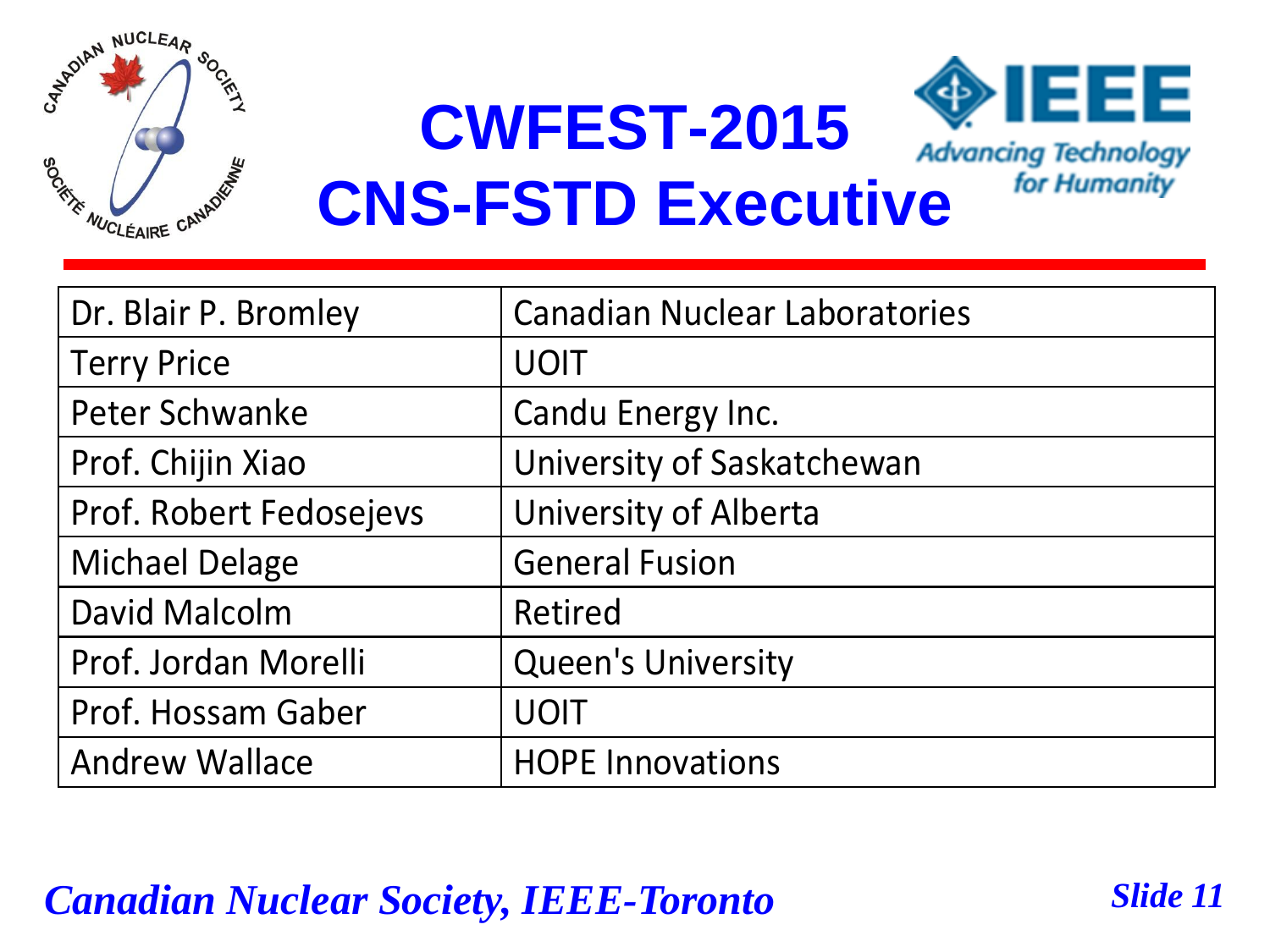# CWFEST-2015
# CNS-FSTD Executive

| Name | Affiliation |
|---|---|
| Dr. Blair P. Bromley | Canadian Nuclear Laboratories |
| Terry Price | UOIT |
| Peter Schwanke | Candu Energy Inc. |
| Prof. Chijin Xiao | University of Saskatchewan |
| Prof. Robert Fedosejevs | University of Alberta |
| Michael Delage | General Fusion |
| David Malcolm | Retired |
| Prof. Jordan Morelli | Queen's University |
| Prof. Hossam Gaber | UOIT |
| Andrew Wallace | HOPE Innovations |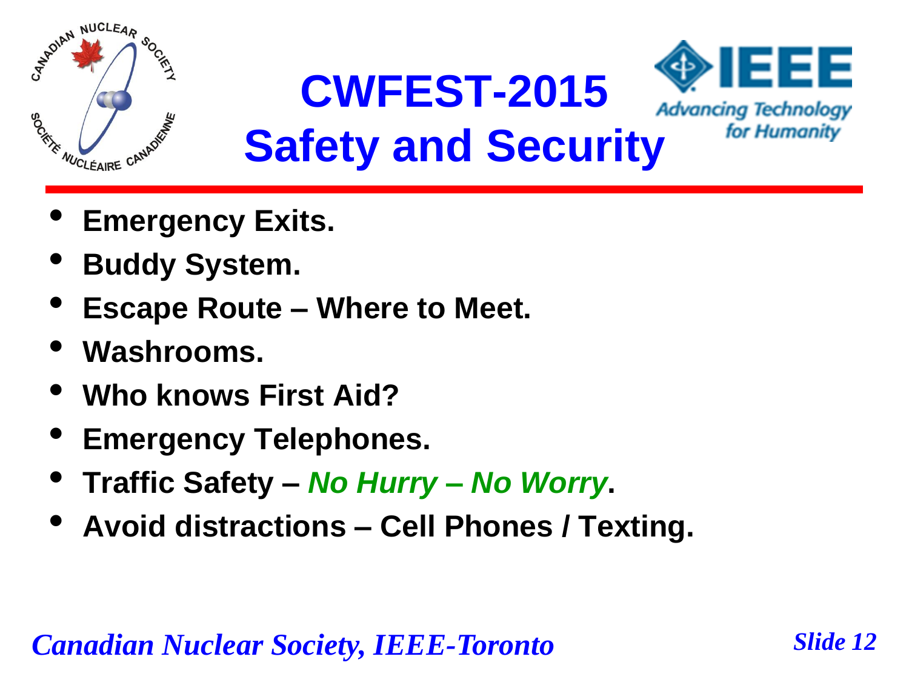# CWFEST-2015
## Safety and Security

- **Emergency Exits.**
- **Buddy System.**
- **Escape Route – Where to Meet.**
- **Washrooms.**
- **Who knows First Aid?**
- **Emergency Telephones.**
- **Traffic Safety – *No Hurry – No Worry*.**
- **Avoid distractions – Cell Phones / Texting.**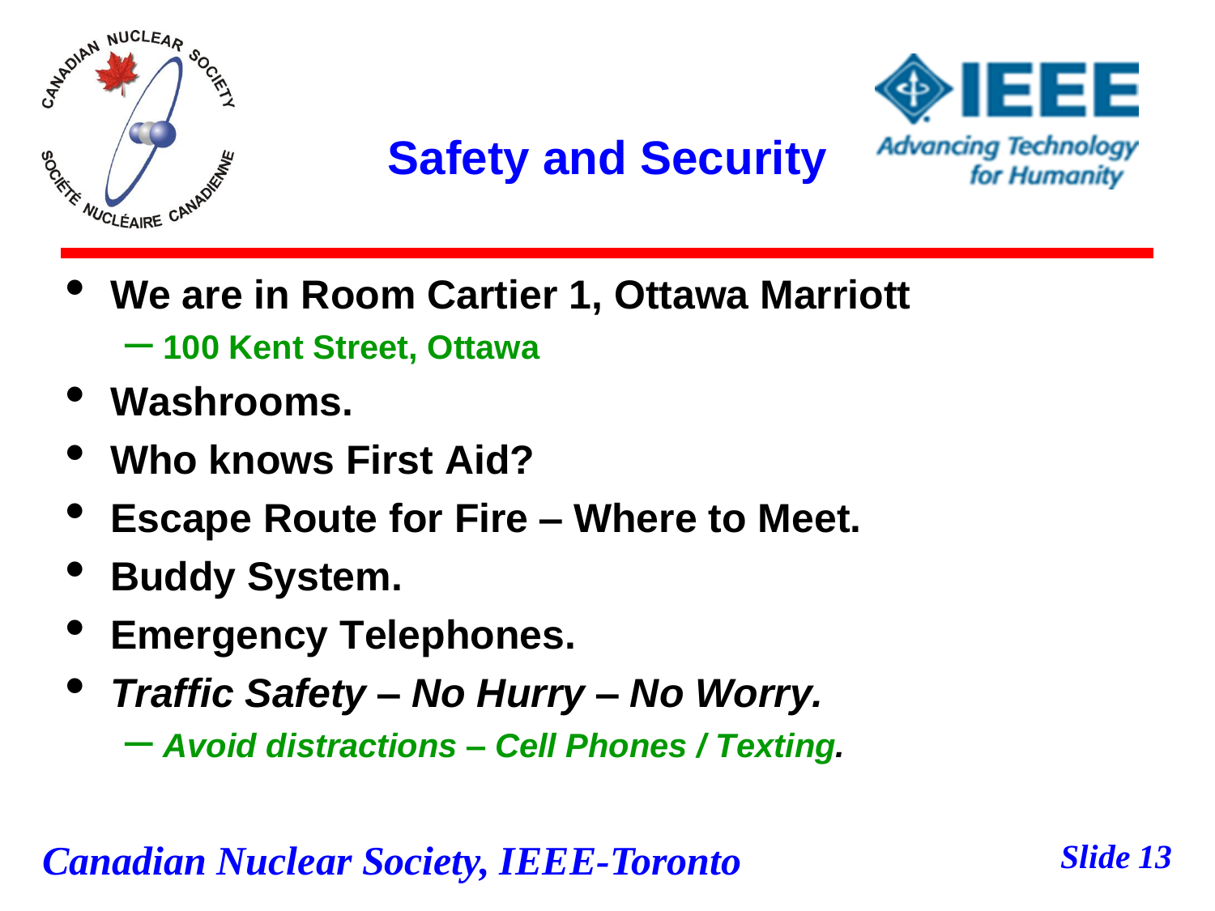# Safety and Security

- **We are in Room Cartier 1, Ottawa Marriott**
  - **100 Kent Street, Ottawa**
- **Washrooms.**
- **Who knows First Aid?**
- **Escape Route for Fire – Where to Meet.**
- **Buddy System.**
- **Emergency Telephones.**
- ***Traffic Safety – No Hurry – No Worry.***
  - ***Avoid distractions – Cell Phones / Texting.***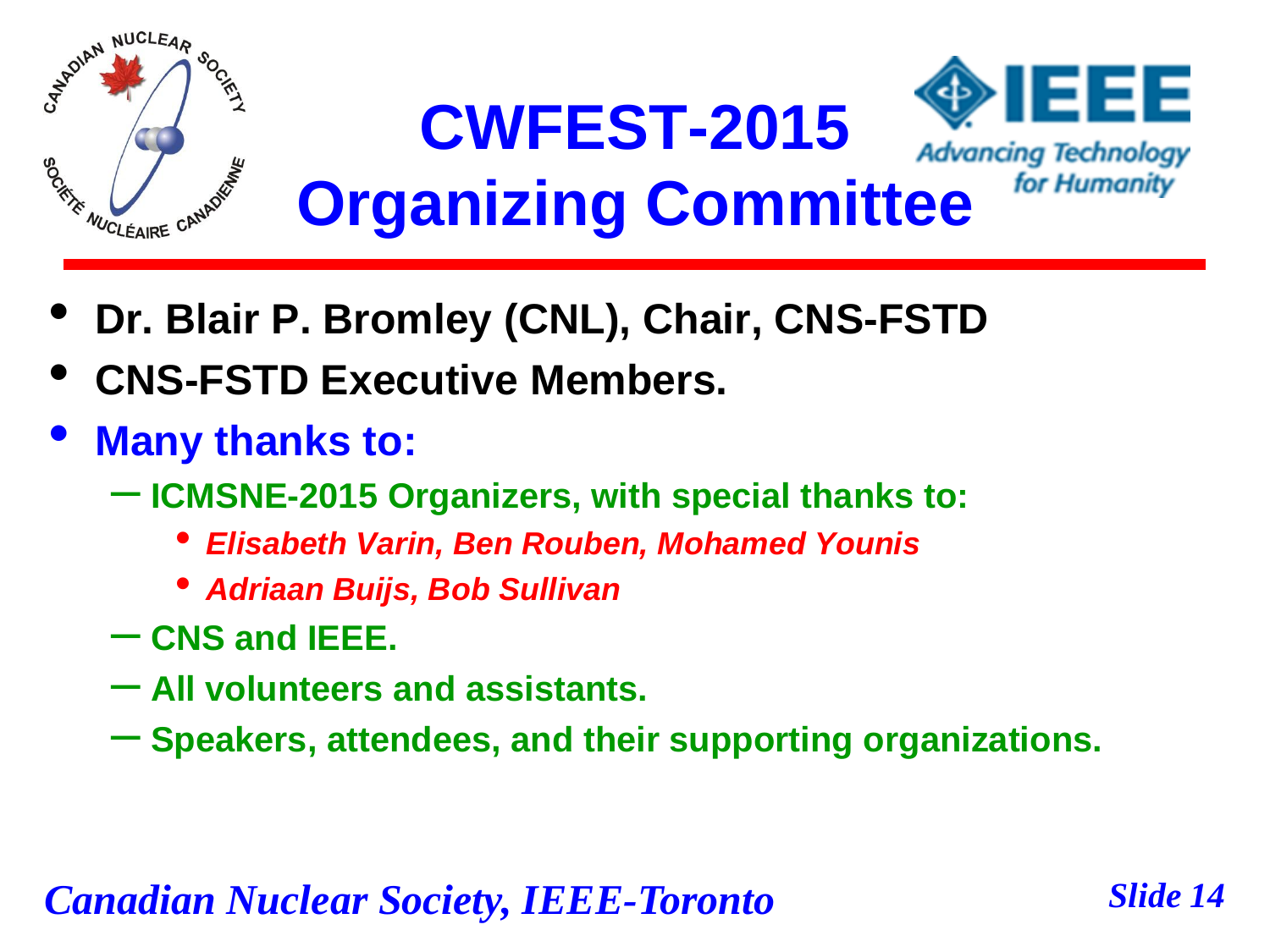# CWFEST-2015 Organizing Committee

- **Dr. Blair P. Bromley (CNL), Chair, CNS-FSTD**
- **CNS-FSTD Executive Members.**
- **Many thanks to:**
  - **ICMSNE-2015 Organizers, with special thanks to:**
    - ***Elisabeth Varin, Ben Rouben, Mohamed Younis***
    - ***Adriaan Buijs, Bob Sullivan***
  - **CNS and IEEE.**
  - **All volunteers and assistants.**
  - **Speakers, attendees, and their supporting organizations.**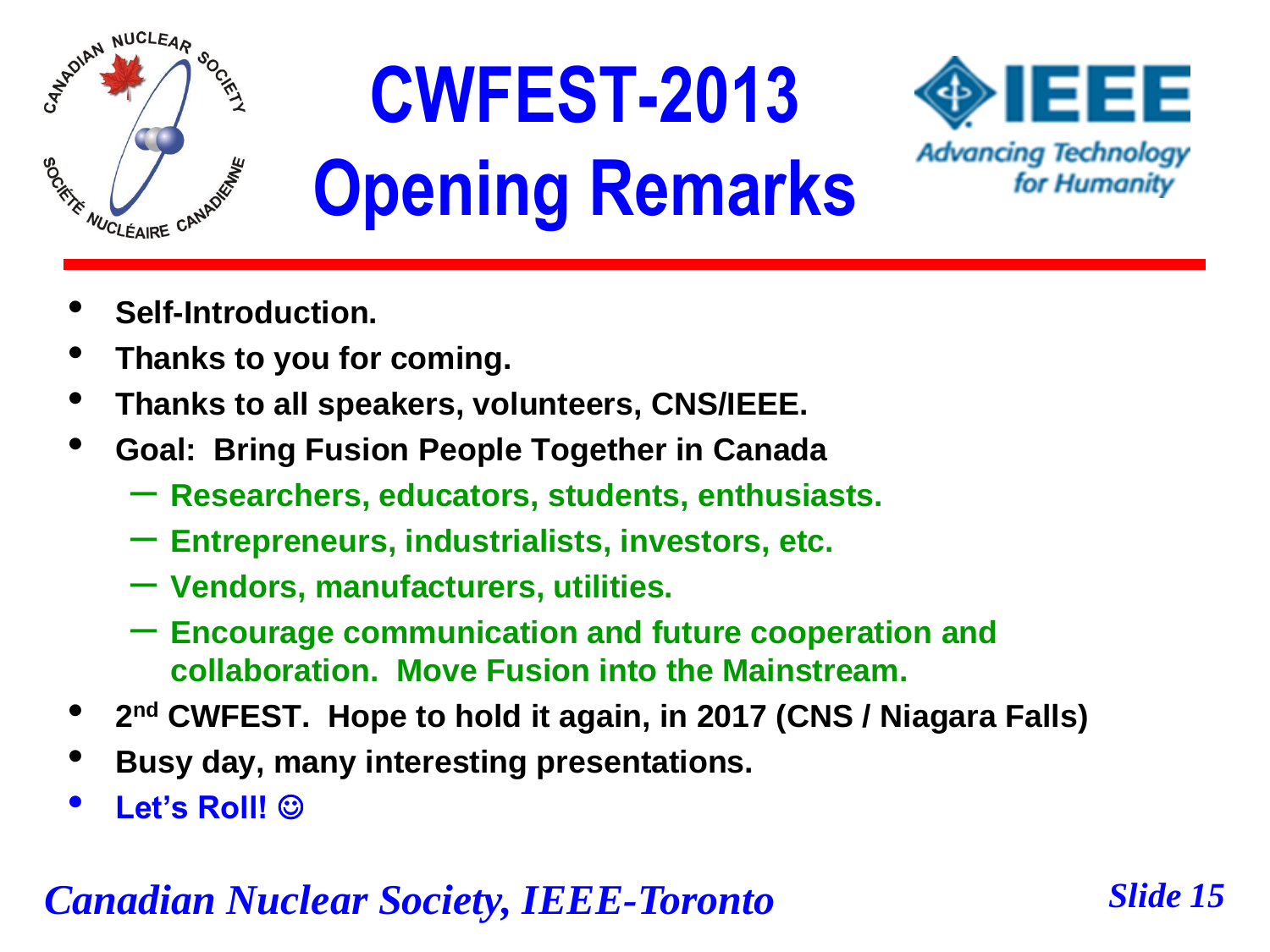# CWFEST-2013 Opening Remarks

- **Self-Introduction.**
- **Thanks to you for coming.**
- **Thanks to all speakers, volunteers, CNS/IEEE.**
- **Goal: Bring Fusion People Together in Canada**
  - **Researchers, educators, students, enthusiasts.**
  - **Entrepreneurs, industrialists, investors, etc.**
  - **Vendors, manufacturers, utilities.**
  - **Encourage communication and future cooperation and collaboration. Move Fusion into the Mainstream.**
- **$2^{nd}$ CWFEST. Hope to hold it again, in 2017 (CNS / Niagara Falls)**
- **Busy day, many interesting presentations.**
- **Let's Roll! ☺**

*Canadian Nuclear Society, IEEE-Toronto*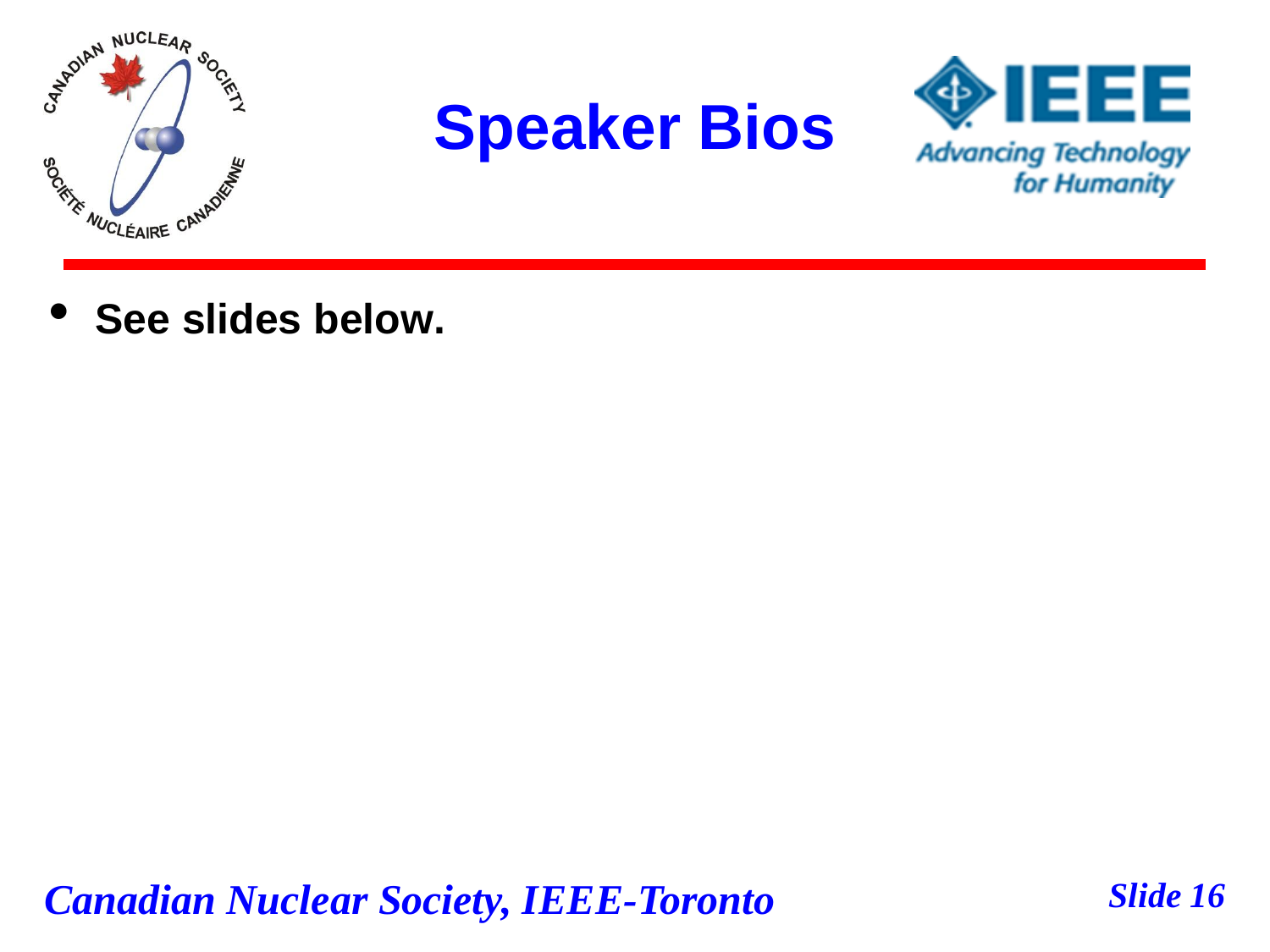# Speaker Bios

- **See slides below.**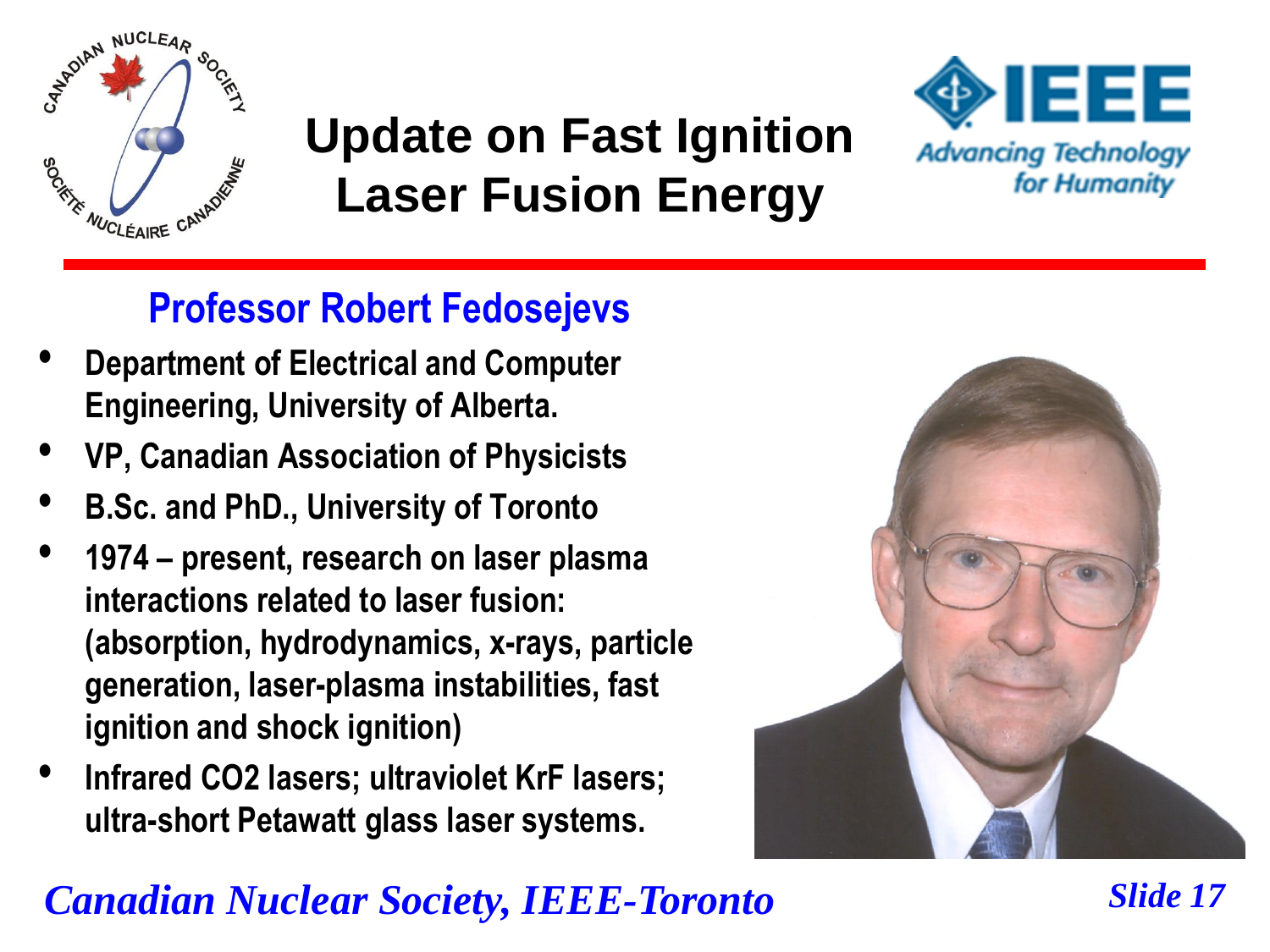# Update on Fast Ignition Laser Fusion Energy

## Professor Robert Fedosejevs

- Department of Electrical and Computer Engineering, University of Alberta.
- VP, Canadian Association of Physicists
- B.Sc. and PhD., University of Toronto
- 1974 – present, research on laser plasma interactions related to laser fusion: (absorption, hydrodynamics, x-rays, particle generation, laser-plasma instabilities, fast ignition and shock ignition)
- Infrared CO2 lasers; ultraviolet KrF lasers; ultra-short Petawatt glass laser systems.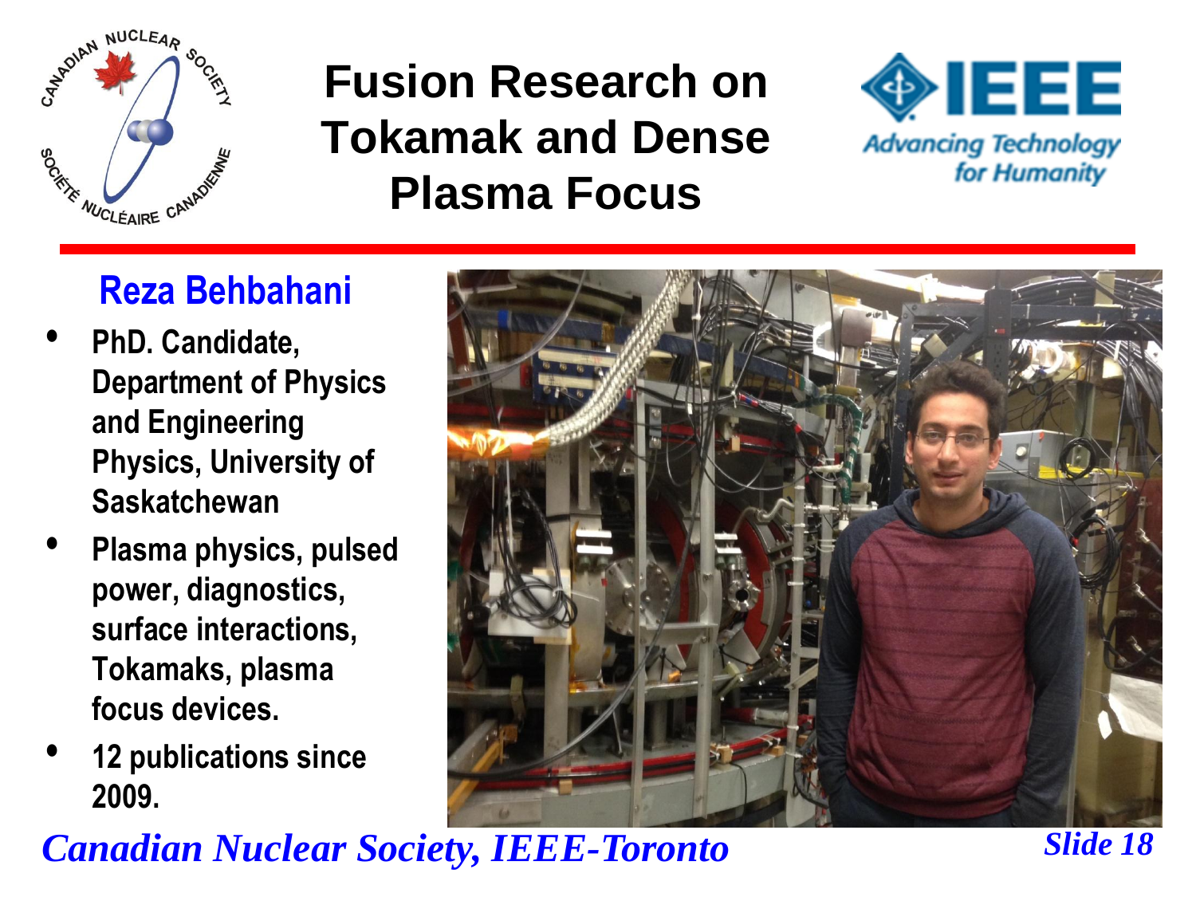# Fusion Research on Tokamak and Dense Plasma Focus

## Reza Behbahani

- PhD. Candidate, Department of Physics and Engineering Physics, University of Saskatchewan
- Plasma physics, pulsed power, diagnostics, surface interactions, Tokamaks, plasma focus devices.
- 12 publications since 2009.

*Canadian Nuclear Society, IEEE-Toronto*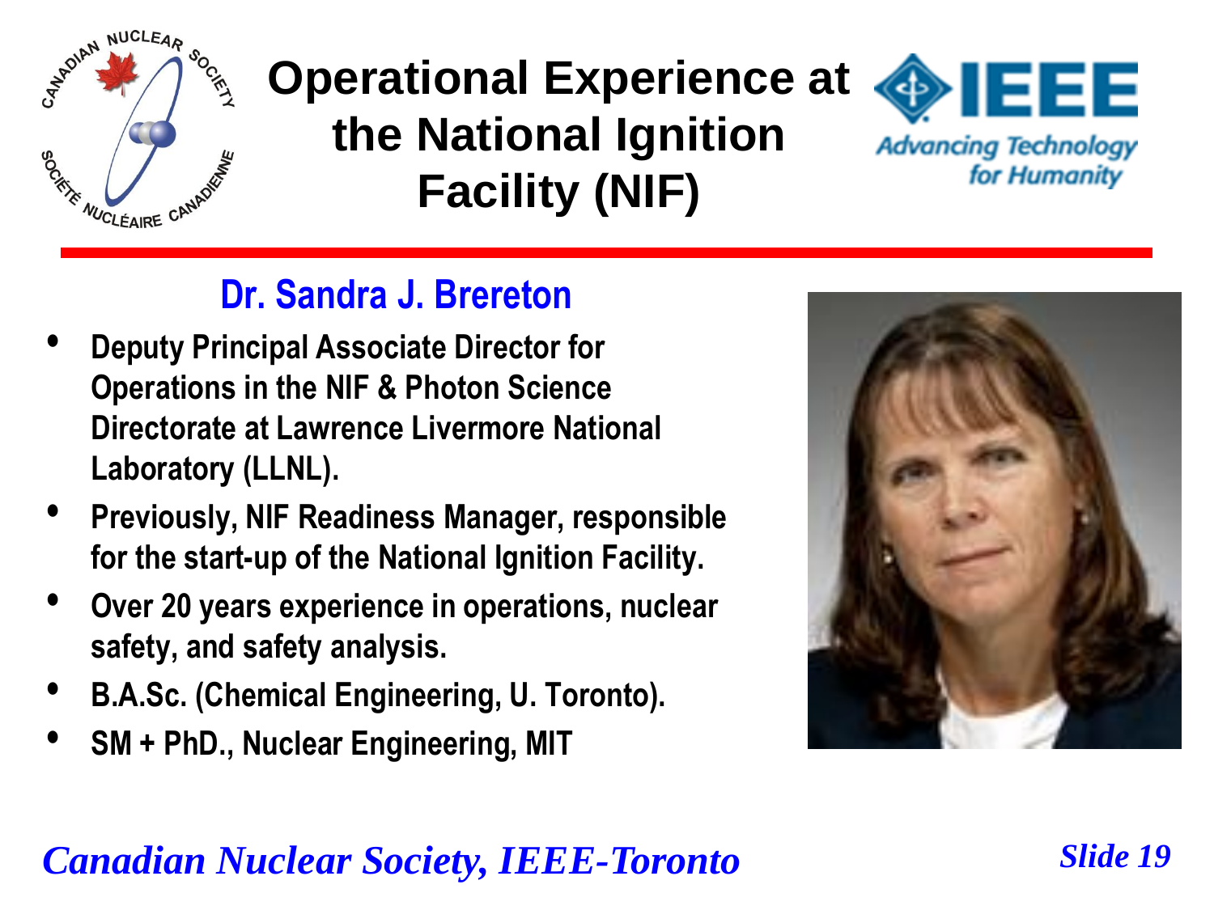# Operational Experience at the National Ignition Facility (NIF)

## Dr. Sandra J. Brereton

- **Deputy Principal Associate Director for Operations in the NIF & Photon Science Directorate at Lawrence Livermore National Laboratory (LLNL).**
- **Previously, NIF Readiness Manager, responsible for the start-up of the National Ignition Facility.**
- **Over 20 years experience in operations, nuclear safety, and safety analysis.**
- **B.A.Sc. (Chemical Engineering, U. Toronto).**
- **SM + PhD., Nuclear Engineering, MIT**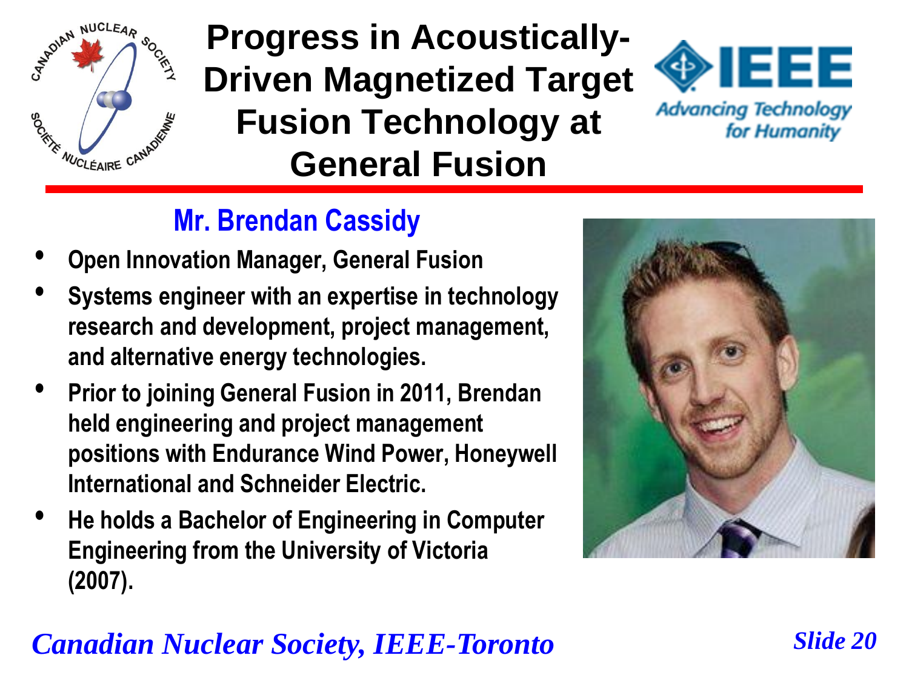# Progress in Acoustically-Driven Magnetized Target Fusion Technology at General Fusion

## Mr. Brendan Cassidy

- **Open Innovation Manager, General Fusion**
- **Systems engineer with an expertise in technology research and development, project management, and alternative energy technologies.**
- **Prior to joining General Fusion in 2011, Brendan held engineering and project management positions with Endurance Wind Power, Honeywell International and Schneider Electric.**
- **He holds a Bachelor of Engineering in Computer Engineering from the University of Victoria (2007).**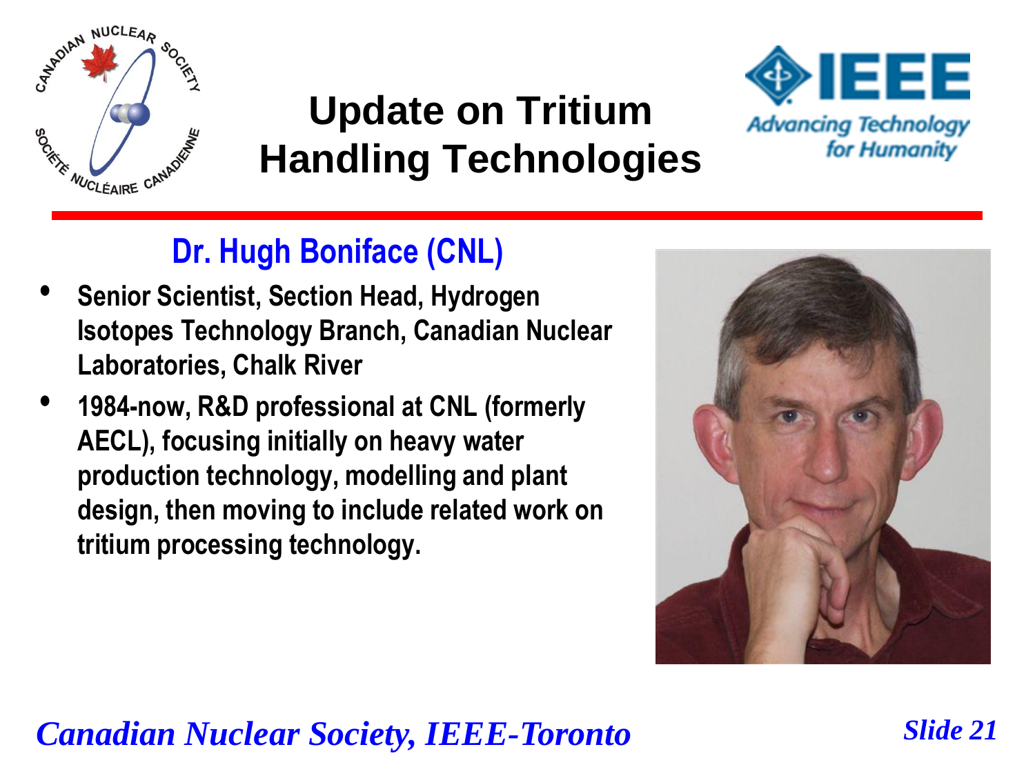# Update on Tritium Handling Technologies

## Dr. Hugh Boniface (CNL)

- **Senior Scientist, Section Head, Hydrogen Isotopes Technology Branch, Canadian Nuclear Laboratories, Chalk River**
- **1984-now, R&D professional at CNL (formerly AECL), focusing initially on heavy water production technology, modelling and plant design, then moving to include related work on tritium processing technology.**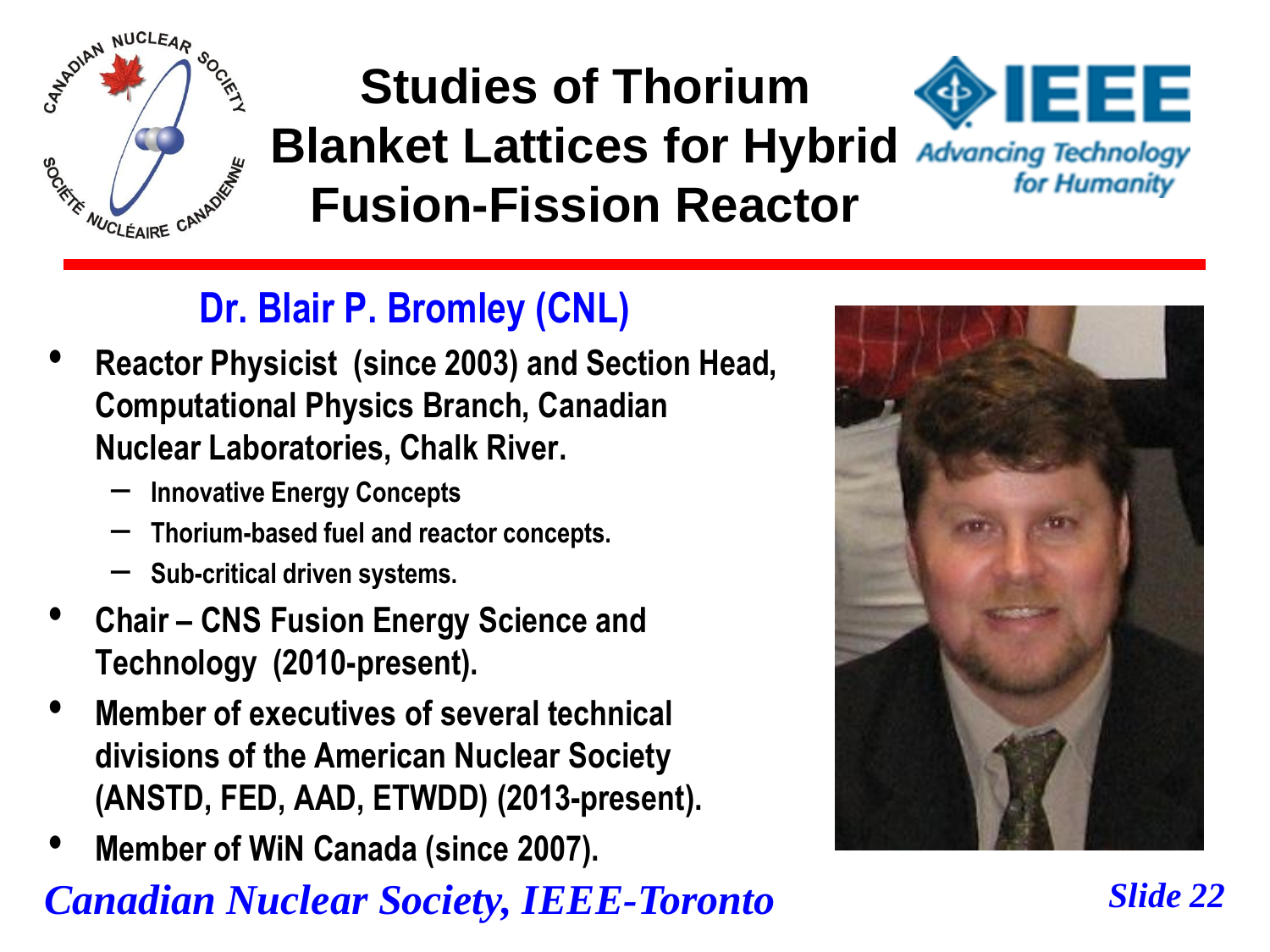# Studies of Thorium Blanket Lattices for Hybrid Fusion-Fission Reactor

## Dr. Blair P. Bromley (CNL)

- **Reactor Physicist (since 2003) and Section Head, Computational Physics Branch, Canadian Nuclear Laboratories, Chalk River.**
  - **Innovative Energy Concepts**
  - **Thorium-based fuel and reactor concepts.**
  - **Sub-critical driven systems.**
- **Chair – CNS Fusion Energy Science and Technology (2010-present).**
- **Member of executives of several technical divisions of the American Nuclear Society (ANSTD, FED, AAD, ETWDD) (2013-present).**
- **Member of WiN Canada (since 2007).**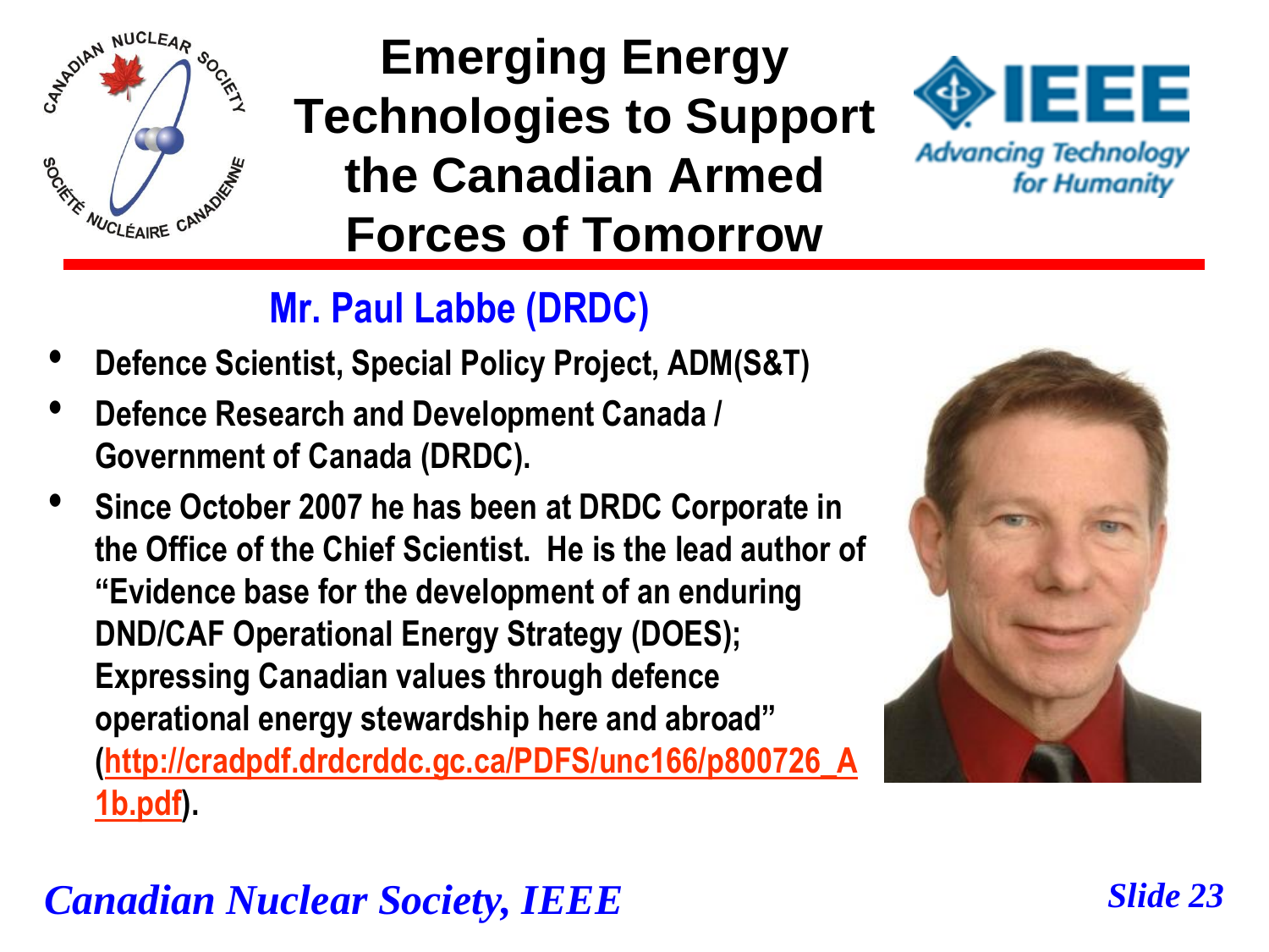# Emerging Energy Technologies to Support the Canadian Armed Forces of Tomorrow

## Mr. Paul Labbe (DRDC)

- **Defence Scientist, Special Policy Project, ADM(S&T)**
- **Defence Research and Development Canada / Government of Canada (DRDC).**
- **Since October 2007 he has been at DRDC Corporate in the Office of the Chief Scientist. He is the lead author of "Evidence base for the development of an enduring DND/CAF Operational Energy Strategy (DOES); Expressing Canadian values through defence operational energy stewardship here and abroad" (http://cradpdf.drdc-rddc.gc.ca/PDFS/unc166/p800726_A1b.pdf).**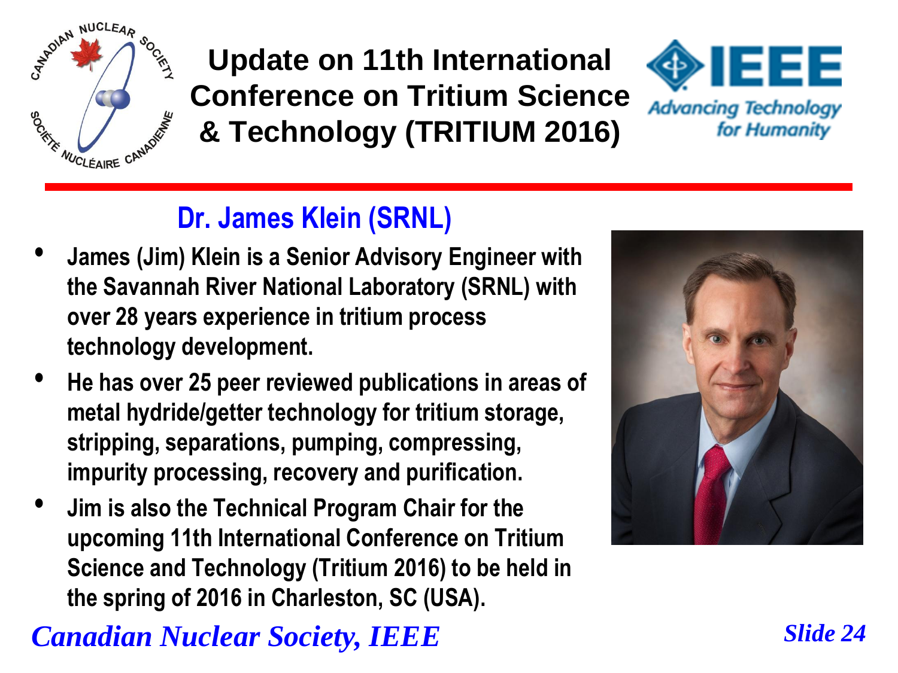# Update on 11th International Conference on Tritium Science & Technology (TRITIUM 2016)

## Dr. James Klein (SRNL)

- **James (Jim) Klein is a Senior Advisory Engineer with the Savannah River National Laboratory (SRNL) with over 28 years experience in tritium process technology development.**
- **He has over 25 peer reviewed publications in areas of metal hydride/getter technology for tritium storage, stripping, separations, pumping, compressing, impurity processing, recovery and purification.**
- **Jim is also the Technical Program Chair for the upcoming 11th International Conference on Tritium Science and Technology (Tritium 2016) to be held in the spring of 2016 in Charleston, SC (USA).**